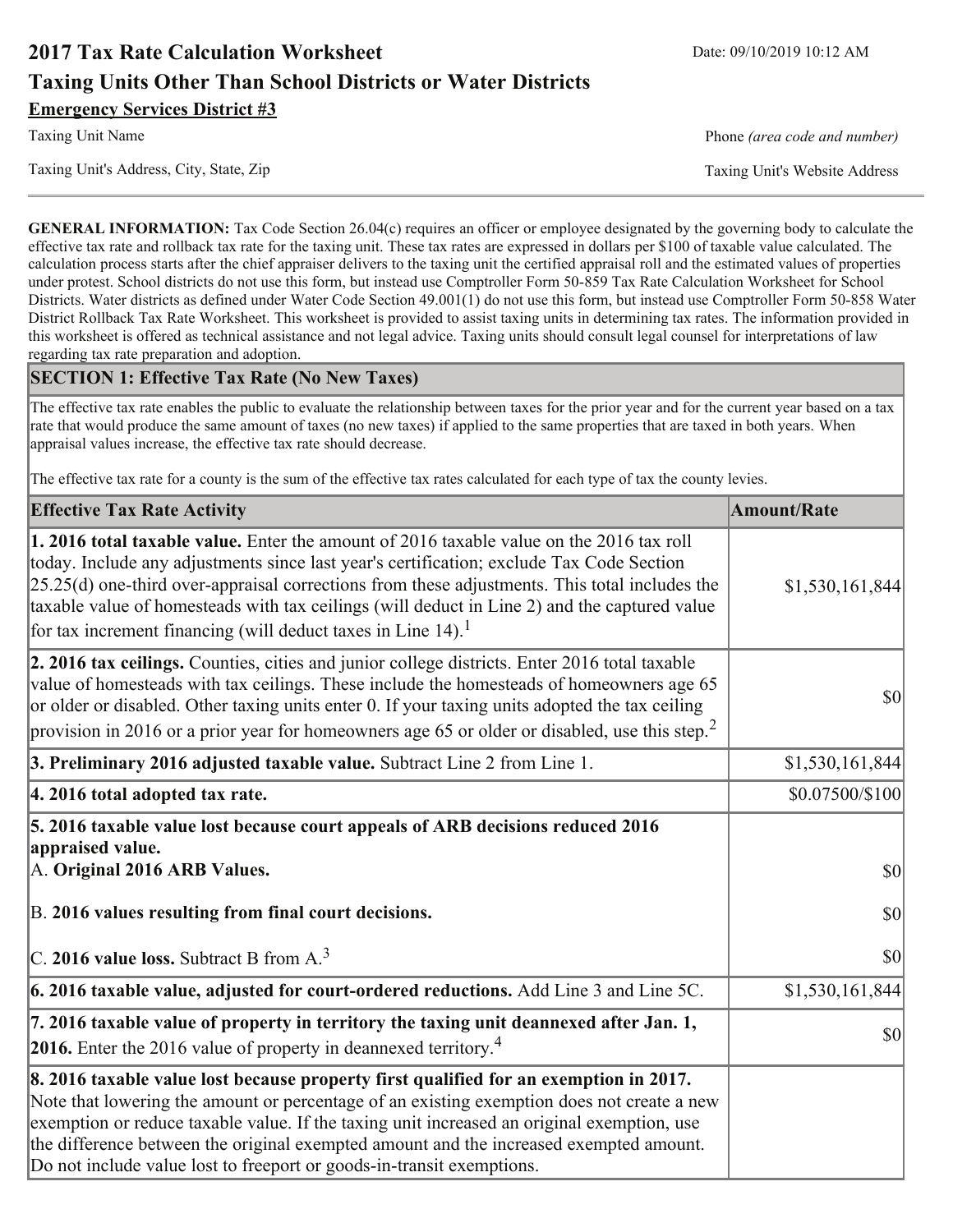# 2017 Tax Rate Calculation Worksheet

Date: 09/10/2019 10:12 AM

## Taxing Units Other Than School Districts or Water Districts

**Emergency Services District #3**

Taxing Unit Name | Phone *(area code and number)*

Taxing Unit's Address, City, State, Zip | Taxing Unit's Website Address

---

**GENERAL INFORMATION:** Tax Code Section 26.04(c) requires an officer or employee designated by the governing body to calculate the effective tax rate and rollback tax rate for the taxing unit. These tax rates are expressed in dollars per $100 of taxable value calculated. The calculation process starts after the chief appraiser delivers to the taxing unit the certified appraisal roll and the estimated values of properties under protest. School districts do not use this form, but instead use Comptroller Form 50-859 Tax Rate Calculation Worksheet for School Districts. Water districts as defined under Water Code Section 49.001(1) do not use this form, but instead use Comptroller Form 50-858 Water District Rollback Tax Rate Worksheet. This worksheet is provided to assist taxing units in determining tax rates. The information provided in this worksheet is offered as technical assistance and not legal advice. Taxing units should consult legal counsel for interpretations of law regarding tax rate preparation and adoption.

### SECTION 1: Effective Tax Rate (No New Taxes)

The effective tax rate enables the public to evaluate the relationship between taxes for the prior year and for the current year based on a tax rate that would produce the same amount of taxes (no new taxes) if applied to the same properties that are taxed in both years. When appraisal values increase, the effective tax rate should decrease.

The effective tax rate for a county is the sum of the effective tax rates calculated for each type of tax the county levies.

| Effective Tax Rate Activity | Amount/Rate |
|---|---|
| **1. 2016 total taxable value.** Enter the amount of 2016 taxable value on the 2016 tax roll today. Include any adjustments since last year's certification; exclude Tax Code Section 25.25(d) one-third over-appraisal corrections from these adjustments. This total includes the taxable value of homesteads with tax ceilings (will deduct in Line 2) and the captured value for tax increment financing (will deduct taxes in Line 14).[1] | $1,530,161,844 |
| **2. 2016 tax ceilings.** Counties, cities and junior college districts. Enter 2016 total taxable value of homesteads with tax ceilings. These include the homesteads of homeowners age 65 or older or disabled. Other taxing units enter 0. If your taxing units adopted the tax ceiling provision in 2016 or a prior year for homeowners age 65 or older or disabled, use this step.[2] | $0 |
| **3. Preliminary 2016 adjusted taxable value.** Subtract Line 2 from Line 1. | $1,530,161,844 |
| **4. 2016 total adopted tax rate.** | $0.07500/$100 |
| **5. 2016 taxable value lost because court appeals of ARB decisions reduced 2016 appraised value.** | |
| A. **Original 2016 ARB Values.** | $0 |
| B. **2016 values resulting from final court decisions.** | $0 |
| C. **2016 value loss.** Subtract B from A.[3] | $0 |
| **6. 2016 taxable value, adjusted for court-ordered reductions.** Add Line 3 and Line 5C. | $1,530,161,844 |
| **7. 2016 taxable value of property in territory the taxing unit deannexed after Jan. 1, 2016.** Enter the 2016 value of property in deannexed territory.[4] | $0 |
| **8. 2016 taxable value lost because property first qualified for an exemption in 2017.** Note that lowering the amount or percentage of an existing exemption does not create a new exemption or reduce taxable value. If the taxing unit increased an original exemption, use the difference between the original exempted amount and the increased exempted amount. Do not include value lost to freeport or goods-in-transit exemptions. | |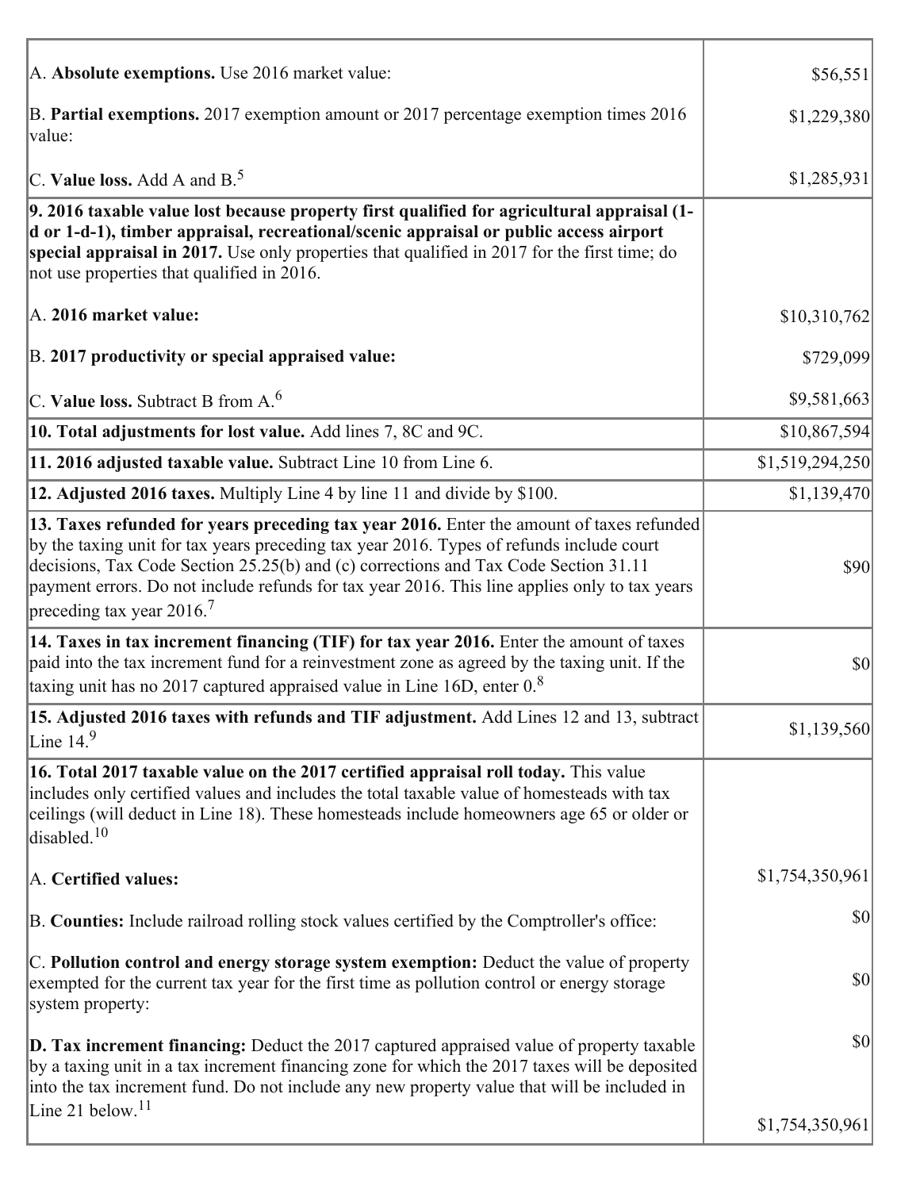| | |
|---|---|
| A. **Absolute exemptions.** Use 2016 market value: | $56,551 |
| B. **Partial exemptions.** 2017 exemption amount or 2017 percentage exemption times 2016 value: | $1,229,380 |
| C. **Value loss.** Add A and B.[5] | $1,285,931 |
| **9. 2016 taxable value lost because property first qualified for agricultural appraisal (1-d or 1-d-1), timber appraisal, recreational/scenic appraisal or public access airport special appraisal in 2017.** Use only properties that qualified in 2017 for the first time; do not use properties that qualified in 2016. | |
| A. **2016 market value:** | $10,310,762 |
| B. **2017 productivity or special appraised value:** | $729,099 |
| C. **Value loss.** Subtract B from A.[6] | $9,581,663 |
| **10. Total adjustments for lost value.** Add lines 7, 8C and 9C. | $10,867,594 |
| **11. 2016 adjusted taxable value.** Subtract Line 10 from Line 6. | $1,519,294,250 |
| **12. Adjusted 2016 taxes.** Multiply Line 4 by line 11 and divide by $100. | $1,139,470 |
| **13. Taxes refunded for years preceding tax year 2016.** Enter the amount of taxes refunded by the taxing unit for tax years preceding tax year 2016. Types of refunds include court decisions, Tax Code Section 25.25(b) and (c) corrections and Tax Code Section 31.11 payment errors. Do not include refunds for tax year 2016. This line applies only to tax years preceding tax year 2016.[7] | $90 |
| **14. Taxes in tax increment financing (TIF) for tax year 2016.** Enter the amount of taxes paid into the tax increment fund for a reinvestment zone as agreed by the taxing unit. If the taxing unit has no 2017 captured appraised value in Line 16D, enter 0.[8] | $0 |
| **15. Adjusted 2016 taxes with refunds and TIF adjustment.** Add Lines 12 and 13, subtract Line 14.[9] | $1,139,560 |
| **16. Total 2017 taxable value on the 2017 certified appraisal roll today.** This value includes only certified values and includes the total taxable value of homesteads with tax ceilings (will deduct in Line 18). These homesteads include homeowners age 65 or older or disabled.[10] | |
| A. **Certified values:** | $1,754,350,961 |
| B. **Counties:** Include railroad rolling stock values certified by the Comptroller's office: | $0 |
| C. **Pollution control and energy storage system exemption:** Deduct the value of property exempted for the current tax year for the first time as pollution control or energy storage system property: | $0 |
| **D. Tax increment financing:** Deduct the 2017 captured appraised value of property taxable by a taxing unit in a tax increment financing zone for which the 2017 taxes will be deposited into the tax increment fund. Do not include any new property value that will be included in Line 21 below.[11] | $0<br>$1,754,350,961 |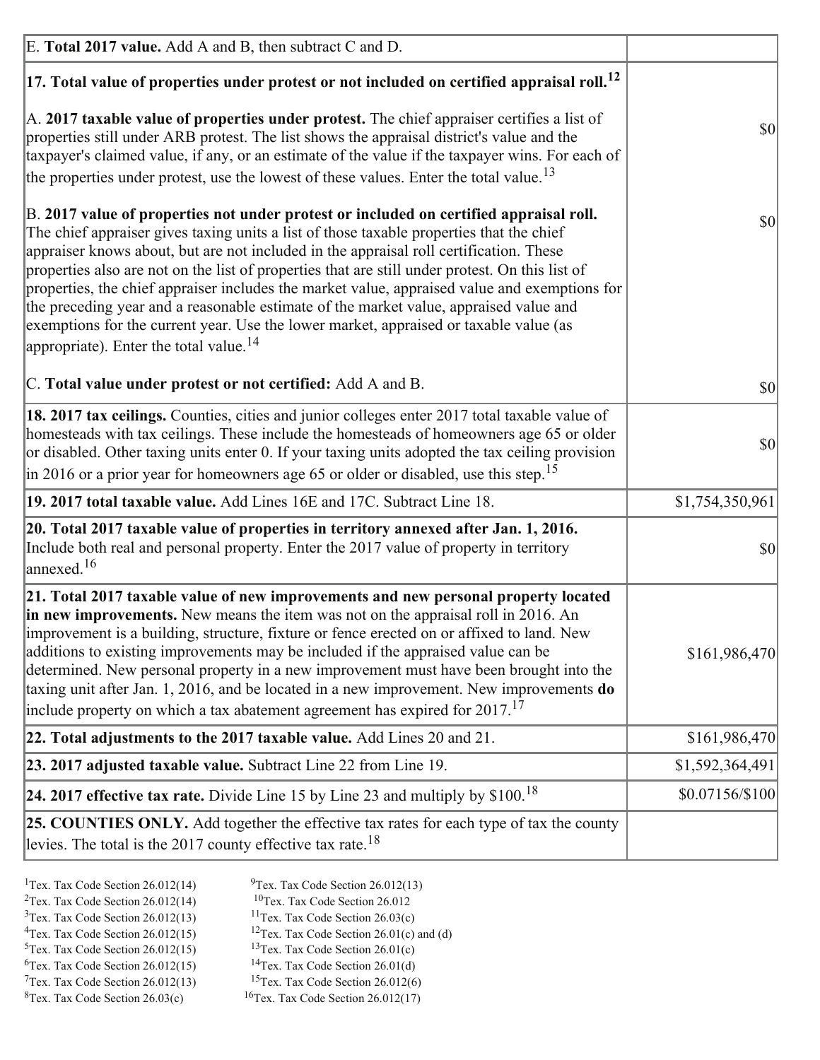| | |
|---|---|
| E. **Total 2017 value.** Add A and B, then subtract C and D. | |
| **17. Total value of properties under protest or not included on certified appraisal roll.**[12] | |
| A. **2017 taxable value of properties under protest.** The chief appraiser certifies a list of properties still under ARB protest. The list shows the appraisal district's value and the taxpayer's claimed value, if any, or an estimate of the value if the taxpayer wins. For each of the properties under protest, use the lowest of these values. Enter the total value.[13] | $0 |
| B. **2017 value of properties not under protest or included on certified appraisal roll.** The chief appraiser gives taxing units a list of those taxable properties that the chief appraiser knows about, but are not included in the appraisal roll certification. These properties also are not on the list of properties that are still under protest. On this list of properties, the chief appraiser includes the market value, appraised value and exemptions for the preceding year and a reasonable estimate of the market value, appraised value and exemptions for the current year. Use the lower market, appraised or taxable value (as appropriate). Enter the total value.[14] | $0 |
| C. **Total value under protest or not certified:** Add A and B. | $0 |
| **18. 2017 tax ceilings.** Counties, cities and junior colleges enter 2017 total taxable value of homesteads with tax ceilings. These include the homesteads of homeowners age 65 or older or disabled. Other taxing units enter 0. If your taxing units adopted the tax ceiling provision in 2016 or a prior year for homeowners age 65 or older or disabled, use this step.[15] | $0 |
| **19. 2017 total taxable value.** Add Lines 16E and 17C. Subtract Line 18. | $1,754,350,961 |
| **20. Total 2017 taxable value of properties in territory annexed after Jan. 1, 2016.** Include both real and personal property. Enter the 2017 value of property in territory annexed.[16] | $0 |
| **21. Total 2017 taxable value of new improvements and new personal property located in new improvements.** New means the item was not on the appraisal roll in 2016. An improvement is a building, structure, fixture or fence erected on or affixed to land. New additions to existing improvements may be included if the appraised value can be determined. New personal property in a new improvement must have been brought into the taxing unit after Jan. 1, 2016, and be located in a new improvement. New improvements **do** include property on which a tax abatement agreement has expired for 2017.[17] | $161,986,470 |
| **22. Total adjustments to the 2017 taxable value.** Add Lines 20 and 21. | $161,986,470 |
| **23. 2017 adjusted taxable value.** Subtract Line 22 from Line 19. | $1,592,364,491 |
| **24. 2017 effective tax rate.** Divide Line 15 by Line 23 and multiply by $100.[18] | $0.07156/$100 |
| **25. COUNTIES ONLY.** Add together the effective tax rates for each type of tax the county levies. The total is the 2017 county effective tax rate.[18] | |

[1]Tex. Tax Code Section 26.012(14)
[2]Tex. Tax Code Section 26.012(14)
[3]Tex. Tax Code Section 26.012(13)
[4]Tex. Tax Code Section 26.012(15)
[5]Tex. Tax Code Section 26.012(15)
[6]Tex. Tax Code Section 26.012(15)
[7]Tex. Tax Code Section 26.012(13)
[8]Tex. Tax Code Section 26.03(c)
[9]Tex. Tax Code Section 26.012(13)
[10]Tex. Tax Code Section 26.012
[11]Tex. Tax Code Section 26.03(c)
[12]Tex. Tax Code Section 26.01(c) and (d)
[13]Tex. Tax Code Section 26.01(c)
[14]Tex. Tax Code Section 26.01(d)
[15]Tex. Tax Code Section 26.012(6)
[16]Tex. Tax Code Section 26.012(17)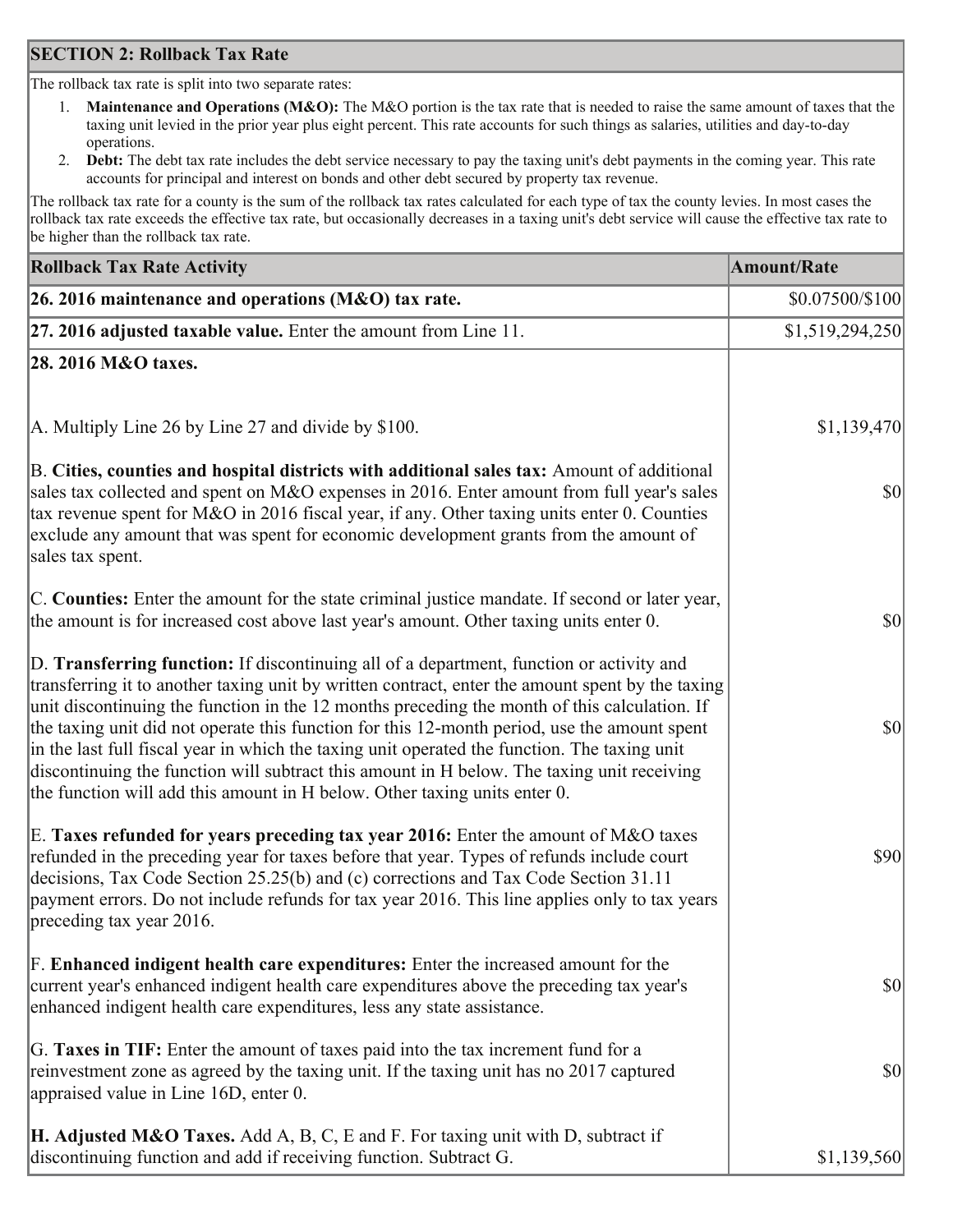## SECTION 2: Rollback Tax Rate

The rollback tax rate is split into two separate rates:

1. **Maintenance and Operations (M&O):** The M&O portion is the tax rate that is needed to raise the same amount of taxes that the taxing unit levied in the prior year plus eight percent. This rate accounts for such things as salaries, utilities and day-to-day operations.
2. **Debt:** The debt tax rate includes the debt service necessary to pay the taxing unit's debt payments in the coming year. This rate accounts for principal and interest on bonds and other debt secured by property tax revenue.

The rollback tax rate for a county is the sum of the rollback tax rates calculated for each type of tax the county levies. In most cases the rollback tax rate exceeds the effective tax rate, but occasionally decreases in a taxing unit's debt service will cause the effective tax rate to be higher than the rollback tax rate.

| Rollback Tax Rate Activity | Amount/Rate |
|---|---|
| **26. 2016 maintenance and operations (M&O) tax rate.** | $0.07500/$100 |
| **27. 2016 adjusted taxable value.** Enter the amount from Line 11. | $1,519,294,250 |
| **28. 2016 M&O taxes.** | |
| A. Multiply Line 26 by Line 27 and divide by $100. | $1,139,470 |
| B. **Cities, counties and hospital districts with additional sales tax:** Amount of additional sales tax collected and spent on M&O expenses in 2016. Enter amount from full year's sales tax revenue spent for M&O in 2016 fiscal year, if any. Other taxing units enter 0. Counties exclude any amount that was spent for economic development grants from the amount of sales tax spent. | $0 |
| C. **Counties:** Enter the amount for the state criminal justice mandate. If second or later year, the amount is for increased cost above last year's amount. Other taxing units enter 0. | $0 |
| D. **Transferring function:** If discontinuing all of a department, function or activity and transferring it to another taxing unit by written contract, enter the amount spent by the taxing unit discontinuing the function in the 12 months preceding the month of this calculation. If the taxing unit did not operate this function for this 12-month period, use the amount spent in the last full fiscal year in which the taxing unit operated the function. The taxing unit discontinuing the function will subtract this amount in H below. The taxing unit receiving the function will add this amount in H below. Other taxing units enter 0. | $0 |
| E. **Taxes refunded for years preceding tax year 2016:** Enter the amount of M&O taxes refunded in the preceding year for taxes before that year. Types of refunds include court decisions, Tax Code Section 25.25(b) and (c) corrections and Tax Code Section 31.11 payment errors. Do not include refunds for tax year 2016. This line applies only to tax years preceding tax year 2016. | $90 |
| F. **Enhanced indigent health care expenditures:** Enter the increased amount for the current year's enhanced indigent health care expenditures above the preceding tax year's enhanced indigent health care expenditures, less any state assistance. | $0 |
| G. **Taxes in TIF:** Enter the amount of taxes paid into the tax increment fund for a reinvestment zone as agreed by the taxing unit. If the taxing unit has no 2017 captured appraised value in Line 16D, enter 0. | $0 |
| **H. Adjusted M&O Taxes.** Add A, B, C, E and F. For taxing unit with D, subtract if discontinuing function and add if receiving function. Subtract G. | $1,139,560 |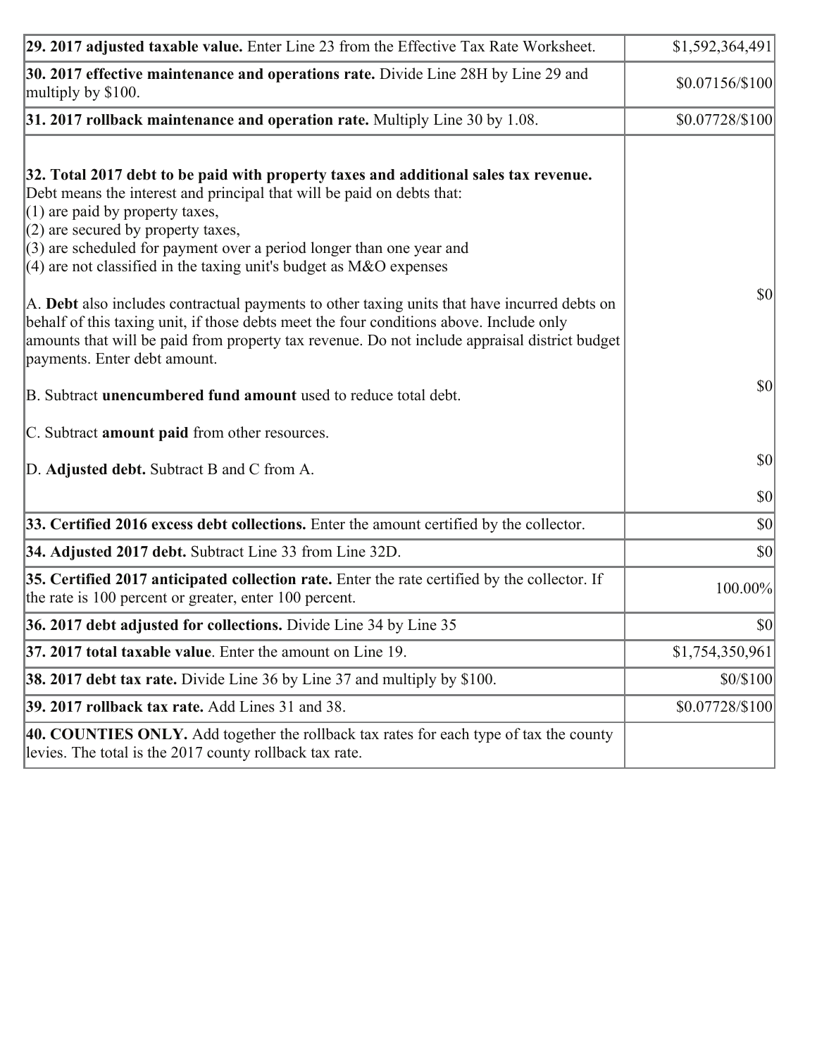| | |
|---|---|
| **29. 2017 adjusted taxable value.** Enter Line 23 from the Effective Tax Rate Worksheet. | $1,592,364,491 |
| **30. 2017 effective maintenance and operations rate.** Divide Line 28H by Line 29 and multiply by $100. | $0.07156/$100 |
| **31. 2017 rollback maintenance and operation rate.** Multiply Line 30 by 1.08. | $0.07728/$100 |
| **32. Total 2017 debt to be paid with property taxes and additional sales tax revenue.** Debt means the interest and principal that will be paid on debts that:<br>(1) are paid by property taxes,<br>(2) are secured by property taxes,<br>(3) are scheduled for payment over a period longer than one year and<br>(4) are not classified in the taxing unit's budget as M&O expenses<br><br>A. **Debt** also includes contractual payments to other taxing units that have incurred debts on behalf of this taxing unit, if those debts meet the four conditions above. Include only amounts that will be paid from property tax revenue. Do not include appraisal district budget payments. Enter debt amount.<br><br>B. Subtract **unencumbered fund amount** used to reduce total debt.<br><br>C. Subtract **amount paid** from other resources.<br><br>D. **Adjusted debt.** Subtract B and C from A. | $0<br><br>$0<br><br>$0<br><br>$0 |
| **33. Certified 2016 excess debt collections.** Enter the amount certified by the collector. | $0 |
| **34. Adjusted 2017 debt.** Subtract Line 33 from Line 32D. | $0 |
| **35. Certified 2017 anticipated collection rate.** Enter the rate certified by the collector. If the rate is 100 percent or greater, enter 100 percent. | 100.00% |
| **36. 2017 debt adjusted for collections.** Divide Line 34 by Line 35 | $0 |
| **37. 2017 total taxable value**. Enter the amount on Line 19. | $1,754,350,961 |
| **38. 2017 debt tax rate.** Divide Line 36 by Line 37 and multiply by $100. | $0/$100 |
| **39. 2017 rollback tax rate.** Add Lines 31 and 38. | $0.07728/$100 |
| **40. COUNTIES ONLY.** Add together the rollback tax rates for each type of tax the county levies. The total is the 2017 county rollback tax rate. | |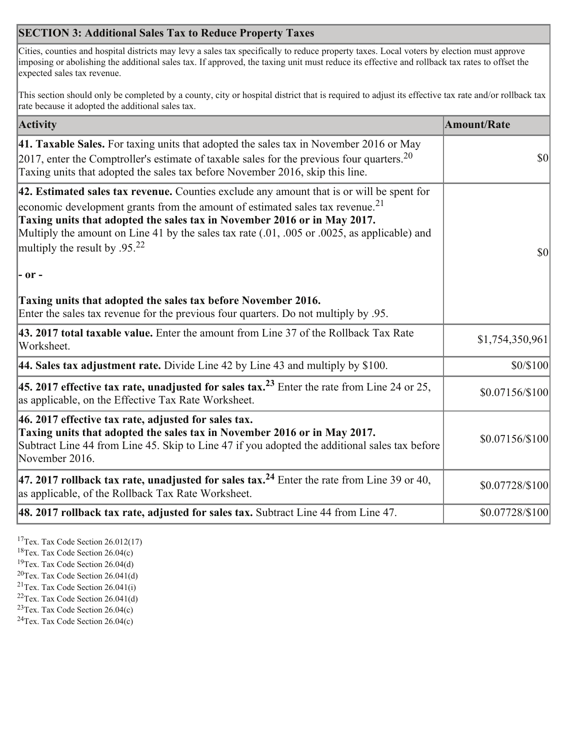## SECTION 3: Additional Sales Tax to Reduce Property Taxes

Cities, counties and hospital districts may levy a sales tax specifically to reduce property taxes. Local voters by election must approve imposing or abolishing the additional sales tax. If approved, the taxing unit must reduce its effective and rollback tax rates to offset the expected sales tax revenue.

This section should only be completed by a county, city or hospital district that is required to adjust its effective tax rate and/or rollback tax rate because it adopted the additional sales tax.

| Activity | Amount/Rate |
|---|---|
| **41. Taxable Sales.** For taxing units that adopted the sales tax in November 2016 or May 2017, enter the Comptroller's estimate of taxable sales for the previous four quarters.[20] Taxing units that adopted the sales tax before November 2016, skip this line. | $0 |
| **42. Estimated sales tax revenue.** Counties exclude any amount that is or will be spent for economic development grants from the amount of estimated sales tax revenue.[21] **Taxing units that adopted the sales tax in November 2016 or in May 2017.** Multiply the amount on Line 41 by the sales tax rate (.01, .005 or .0025, as applicable) and multiply the result by .95.[22] **- or -** **Taxing units that adopted the sales tax before November 2016.** Enter the sales tax revenue for the previous four quarters. Do not multiply by .95. | $0 |
| **43. 2017 total taxable value.** Enter the amount from Line 37 of the Rollback Tax Rate Worksheet. | $1,754,350,961 |
| **44. Sales tax adjustment rate.** Divide Line 42 by Line 43 and multiply by $100. | $0/$100 |
| **45. 2017 effective tax rate, unadjusted for sales tax.[23]** Enter the rate from Line 24 or 25, as applicable, on the Effective Tax Rate Worksheet. | $0.07156/$100 |
| **46. 2017 effective tax rate, adjusted for sales tax.** **Taxing units that adopted the sales tax in November 2016 or in May 2017.** Subtract Line 44 from Line 45. Skip to Line 47 if you adopted the additional sales tax before November 2016. | $0.07156/$100 |
| **47. 2017 rollback tax rate, unadjusted for sales tax.[24]** Enter the rate from Line 39 or 40, as applicable, of the Rollback Tax Rate Worksheet. | $0.07728/$100 |
| **48. 2017 rollback tax rate, adjusted for sales tax.** Subtract Line 44 from Line 47. | $0.07728/$100 |

[17] Tex. Tax Code Section 26.012(17)
[18] Tex. Tax Code Section 26.04(c)
[19] Tex. Tax Code Section 26.04(d)
[20] Tex. Tax Code Section 26.041(d)
[21] Tex. Tax Code Section 26.041(i)
[22] Tex. Tax Code Section 26.041(d)
[23] Tex. Tax Code Section 26.04(c)
[24] Tex. Tax Code Section 26.04(c)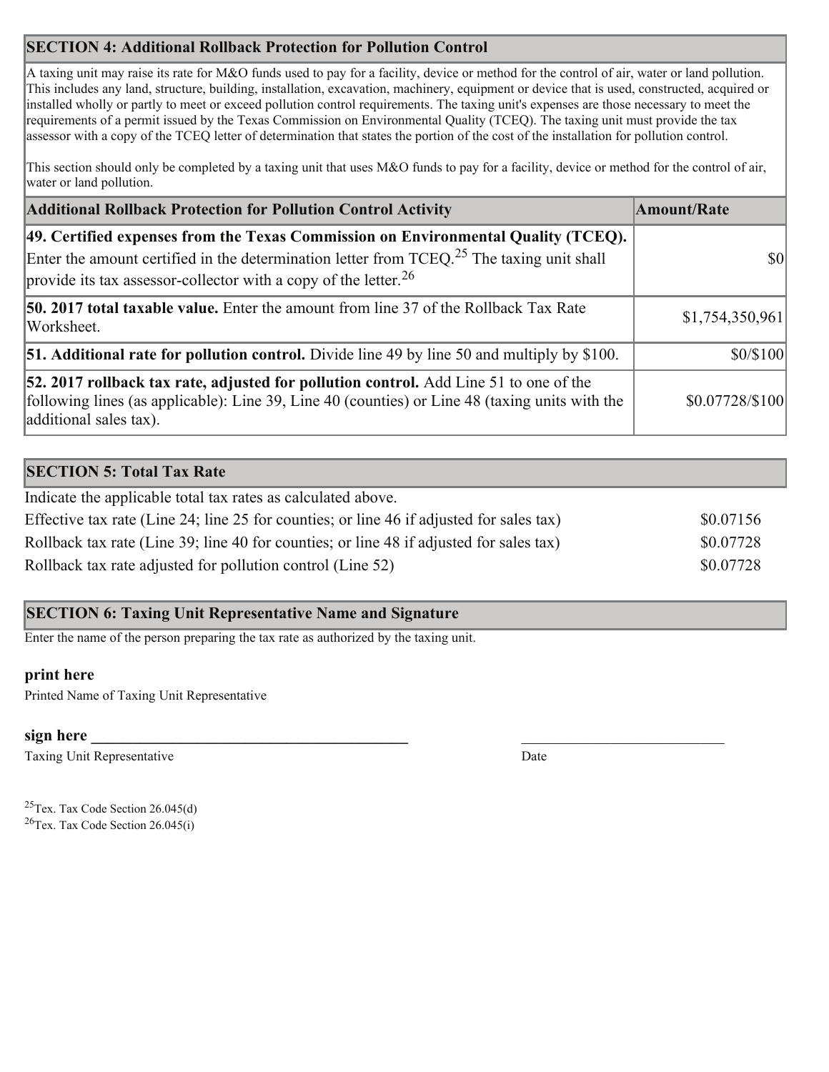## SECTION 4: Additional Rollback Protection for Pollution Control

A taxing unit may raise its rate for M&O funds used to pay for a facility, device or method for the control of air, water or land pollution. This includes any land, structure, building, installation, excavation, machinery, equipment or device that is used, constructed, acquired or installed wholly or partly to meet or exceed pollution control requirements. The taxing unit's expenses are those necessary to meet the requirements of a permit issued by the Texas Commission on Environmental Quality (TCEQ). The taxing unit must provide the tax assessor with a copy of the TCEQ letter of determination that states the portion of the cost of the installation for pollution control.

This section should only be completed by a taxing unit that uses M&O funds to pay for a facility, device or method for the control of air, water or land pollution.

| Additional Rollback Protection for Pollution Control Activity | Amount/Rate |
|---|---|
| **49. Certified expenses from the Texas Commission on Environmental Quality (TCEQ).** Enter the amount certified in the determination letter from TCEQ.[25] The taxing unit shall provide its tax assessor-collector with a copy of the letter.[26] | $0 |
| **50. 2017 total taxable value.** Enter the amount from line 37 of the Rollback Tax Rate Worksheet. | $1,754,350,961 |
| **51. Additional rate for pollution control.** Divide line 49 by line 50 and multiply by $100. | $0/$100 |
| **52. 2017 rollback tax rate, adjusted for pollution control.** Add Line 51 to one of the following lines (as applicable): Line 39, Line 40 (counties) or Line 48 (taxing units with the additional sales tax). | $0.07728/$100 |

## SECTION 5: Total Tax Rate

Indicate the applicable total tax rates as calculated above.

| | |
|---|---|
| Effective tax rate (Line 24; line 25 for counties; or line 46 if adjusted for sales tax) | $0.07156 |
| Rollback tax rate (Line 39; line 40 for counties; or line 48 if adjusted for sales tax) | $0.07728 |
| Rollback tax rate adjusted for pollution control (Line 52) | $0.07728 |

## SECTION 6: Taxing Unit Representative Name and Signature

Enter the name of the person preparing the tax rate as authorized by the taxing unit.

**print here**

Printed Name of Taxing Unit Representative

**sign here** ________________________________________ ____________________________

Taxing Unit Representative Date

[25]Tex. Tax Code Section 26.045(d)
[26]Tex. Tax Code Section 26.045(i)